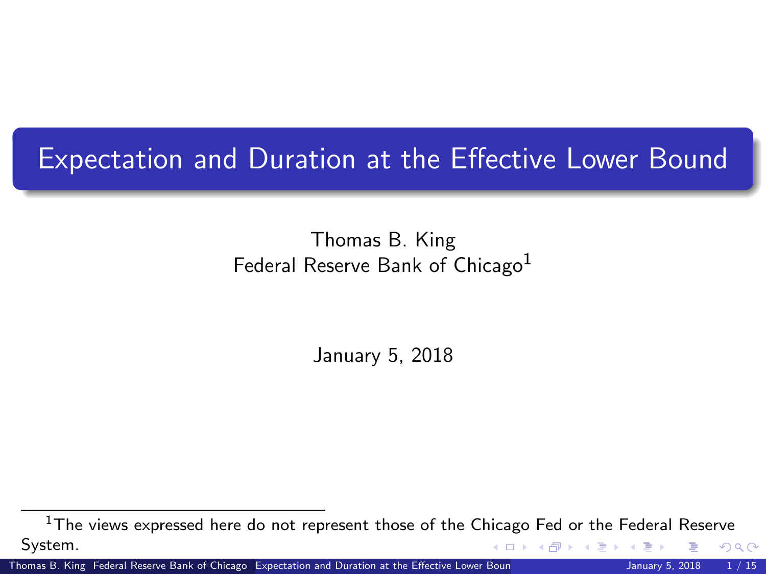# Expectation and Duration at the Effective Lower Bound

Thomas B. King
Federal Reserve Bank of Chicago[1]

January 5, 2018

[1] The views expressed here do not represent those of the Chicago Fed or the Federal Reserve System.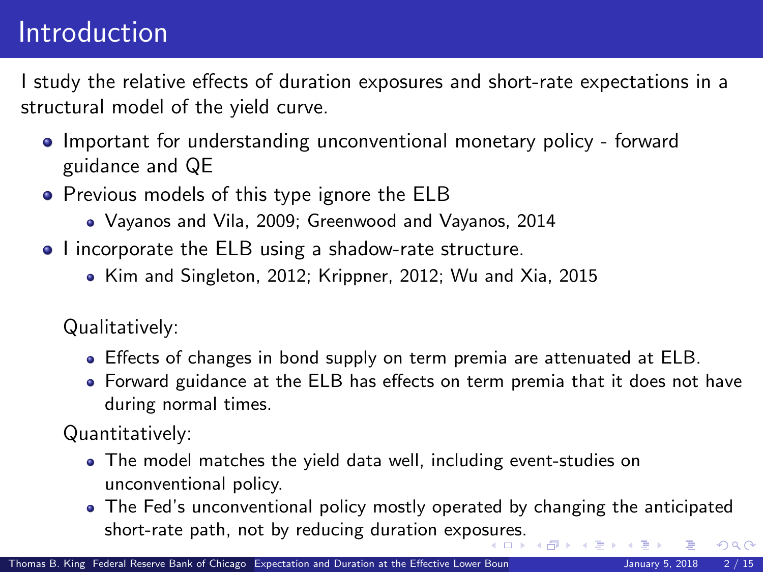# Introduction

I study the relative effects of duration exposures and short-rate expectations in a structural model of the yield curve.

- Important for understanding unconventional monetary policy - forward guidance and QE
- Previous models of this type ignore the ELB
  - Vayanos and Vila, 2009; Greenwood and Vayanos, 2014
- I incorporate the ELB using a shadow-rate structure.
  - Kim and Singleton, 2012; Krippner, 2012; Wu and Xia, 2015

Qualitatively:

- Effects of changes in bond supply on term premia are attenuated at ELB.
- Forward guidance at the ELB has effects on term premia that it does not have during normal times.

Quantitatively:

- The model matches the yield data well, including event-studies on unconventional policy.
- The Fed's unconventional policy mostly operated by changing the anticipated short-rate path, not by reducing duration exposures.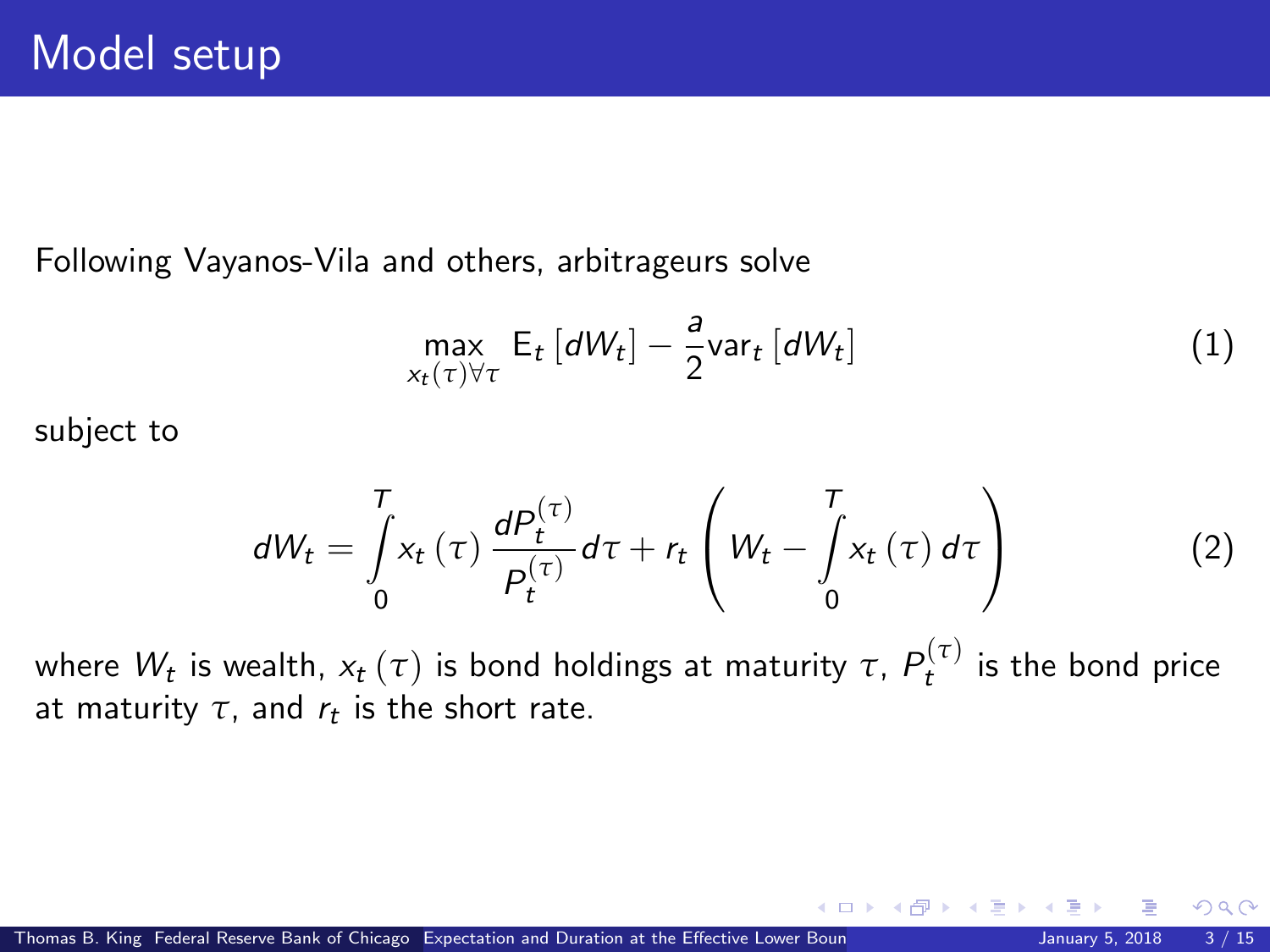# Model setup

Following Vayanos-Vila and others, arbitrageurs solve

$$\max_{x_t(\tau)\forall\tau} \mathrm{E}_t\left[dW_t\right] - \frac{a}{2}\mathrm{var}_t\left[dW_t\right] \tag{1}$$

subject to

$$dW_t = \int_0^T x_t\left(\tau\right)\frac{dP_t^{(\tau)}}{P_t^{(\tau)}}d\tau + r_t\left(W_t - \int_0^T x_t\left(\tau\right)d\tau\right) \tag{2}$$

where $W_t$ is wealth, $x_t\left(\tau\right)$ is bond holdings at maturity $\tau$, $P_t^{(\tau)}$ is the bond price at maturity $\tau$, and $r_t$ is the short rate.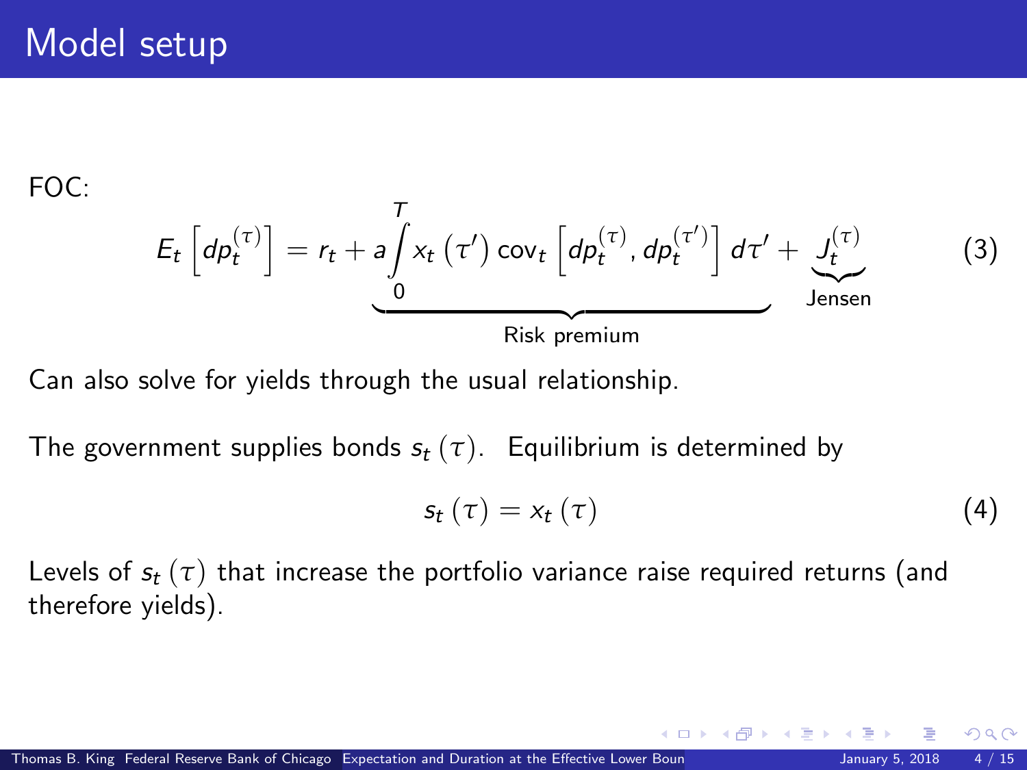# Model setup

FOC:

$$E_t\left[dp_t^{(\tau)}\right] = \underbrace{r_t + a\int_0^T x_t\left(\tau'\right)\text{cov}_t\left[dp_t^{(\tau)}, dp_t^{(\tau')}\right]d\tau'}_{\text{Risk premium}} + \underbrace{J_t^{(\tau)}}_{\text{Jensen}} \tag{3}$$

Can also solve for yields through the usual relationship.

The government supplies bonds $s_t(\tau)$. Equilibrium is determined by

$$s_t(\tau) = x_t(\tau) \tag{4}$$

Levels of $s_t(\tau)$ that increase the portfolio variance raise required returns (and therefore yields).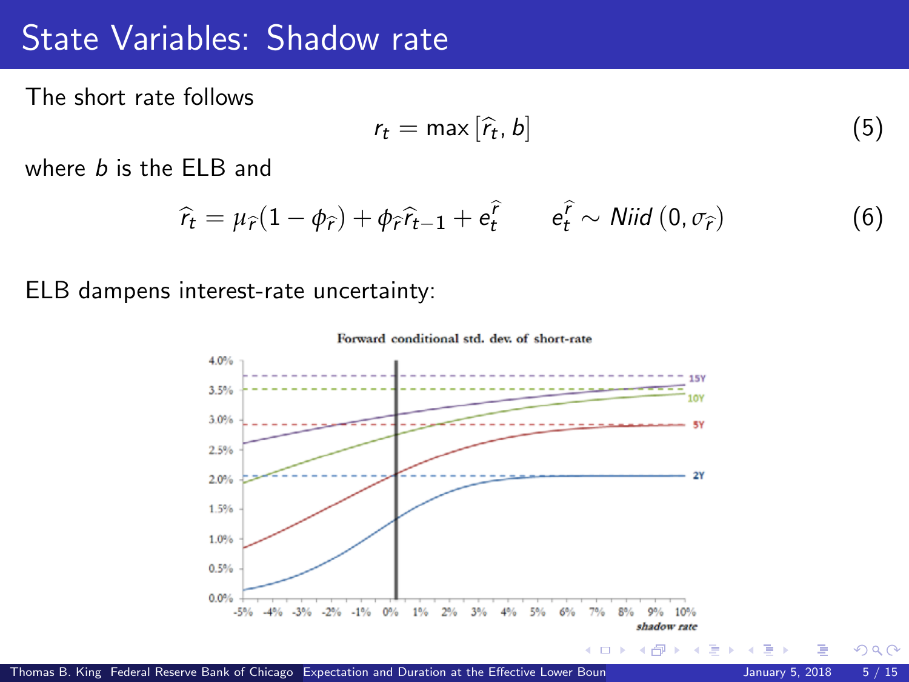# State Variables: Shadow rate

The short rate follows

$$r_t = \max\left[\widehat{r}_t, b\right] \tag{5}$$

where $b$ is the ELB and

$$\widehat{r}_t = \mu_{\widehat{r}}(1 - \phi_{\widehat{r}}) + \phi_{\widehat{r}}\widehat{r}_{t-1} + e_t^{\widehat{r}} \qquad e_t^{\widehat{r}} \sim Niid\left(0, \sigma_{\widehat{r}}\right) \tag{6}$$

ELB dampens interest-rate uncertainty:

Forward conditional std. dev. of short-rate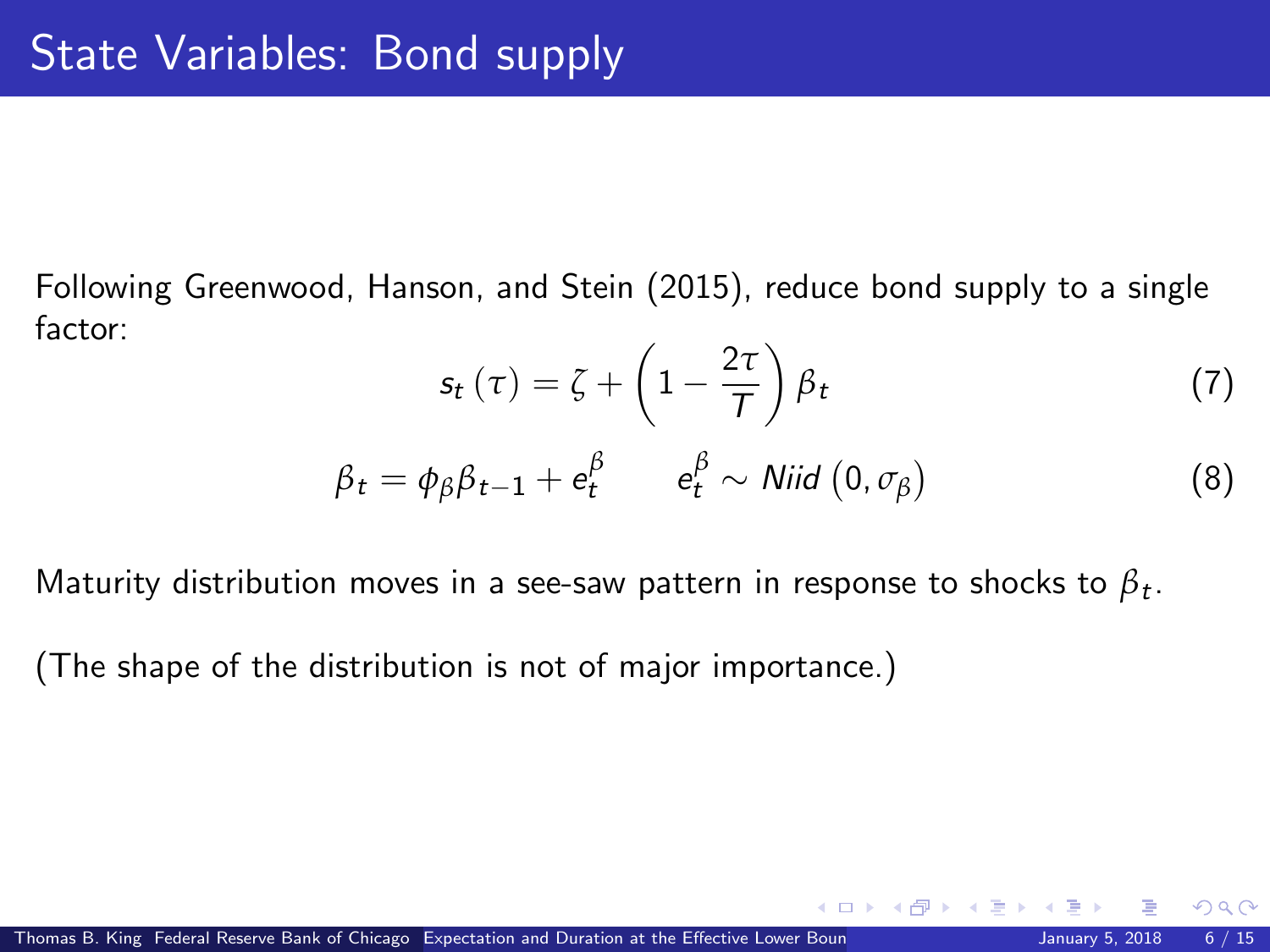# State Variables: Bond supply

Following Greenwood, Hanson, and Stein (2015), reduce bond supply to a single factor:

$$s_t(\tau) = \zeta + \left(1 - \frac{2\tau}{T}\right)\beta_t \tag{7}$$

$$\beta_t = \phi_\beta \beta_{t-1} + e_t^\beta \qquad e_t^\beta \sim Niid\left(0, \sigma_\beta\right) \tag{8}$$

Maturity distribution moves in a see-saw pattern in response to shocks to $\beta_t$.

(The shape of the distribution is not of major importance.)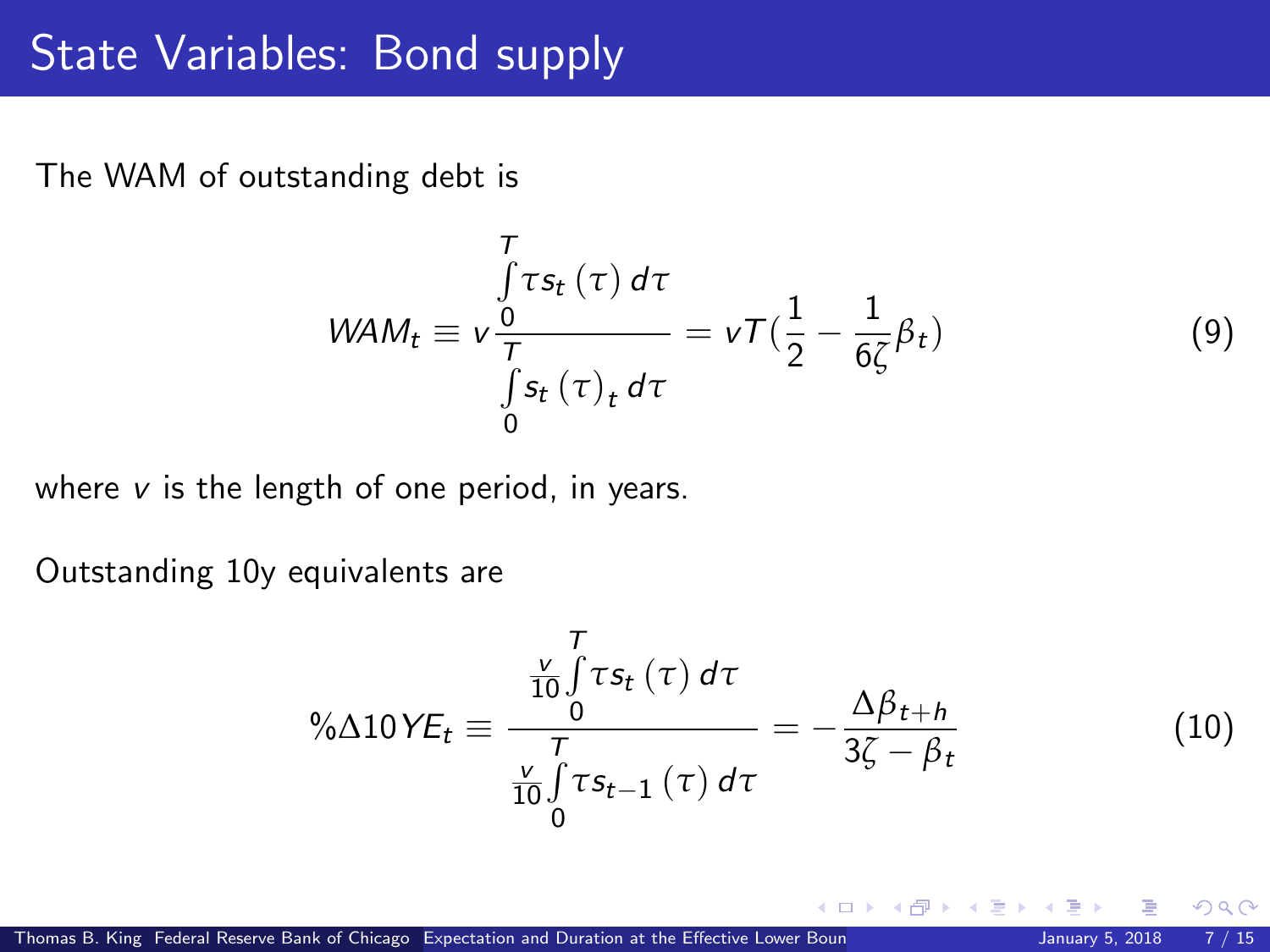# State Variables: Bond supply

The WAM of outstanding debt is

$$WAM_t \equiv v \frac{\int_0^T \tau s_t(\tau)\, d\tau}{\int_0^T s_t(\tau)_t\, d\tau} = vT\left(\frac{1}{2} - \frac{1}{6\zeta}\beta_t\right) \tag{9}$$

where $v$ is the length of one period, in years.

Outstanding 10y equivalents are

$$\%\Delta 10YE_t \equiv \frac{\frac{v}{10}\int_0^T \tau s_t(\tau)\, d\tau}{\frac{v}{10}\int_0^T \tau s_{t-1}(\tau)\, d\tau} = -\frac{\Delta\beta_{t+h}}{3\zeta - \beta_t} \tag{10}$$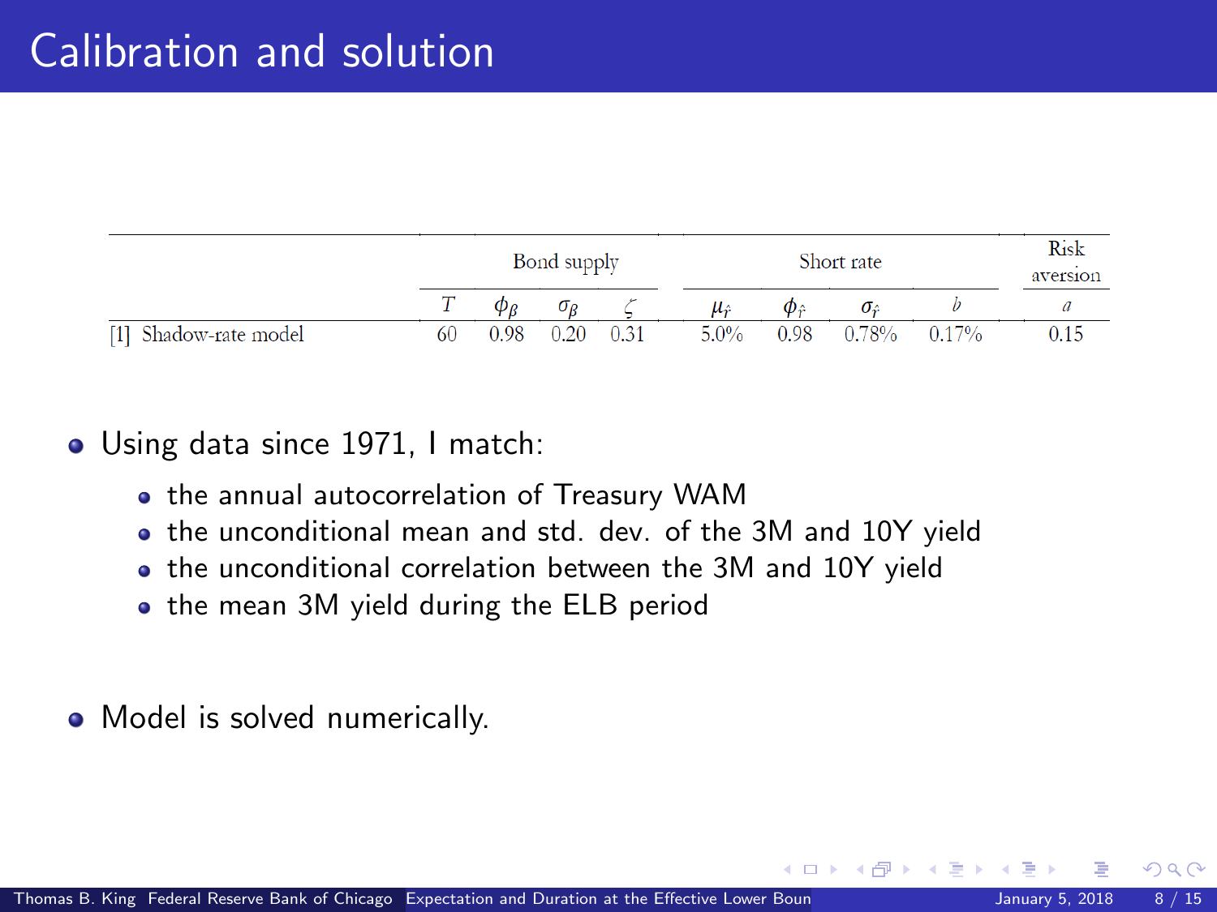# Calibration and solution

| | Bond supply | | | | Short rate | | | | Risk aversion |
|---|---|---|---|---|---|---|---|---|---|
| | $T$ | $\phi_\beta$ | $\sigma_\beta$ | $\zeta$ | $\mu_{\hat{r}}$ | $\phi_{\hat{r}}$ | $\sigma_{\hat{r}}$ | $b$ | $a$ |
| [1] Shadow-rate model | 60 | 0.98 | 0.20 | 0.31 | 5.0% | 0.98 | 0.78% | 0.17% | 0.15 |

- Using data since 1971, I match:
  - the annual autocorrelation of Treasury WAM
  - the unconditional mean and std. dev. of the 3M and 10Y yield
  - the unconditional correlation between the 3M and 10Y yield
  - the mean 3M yield during the ELB period
- Model is solved numerically.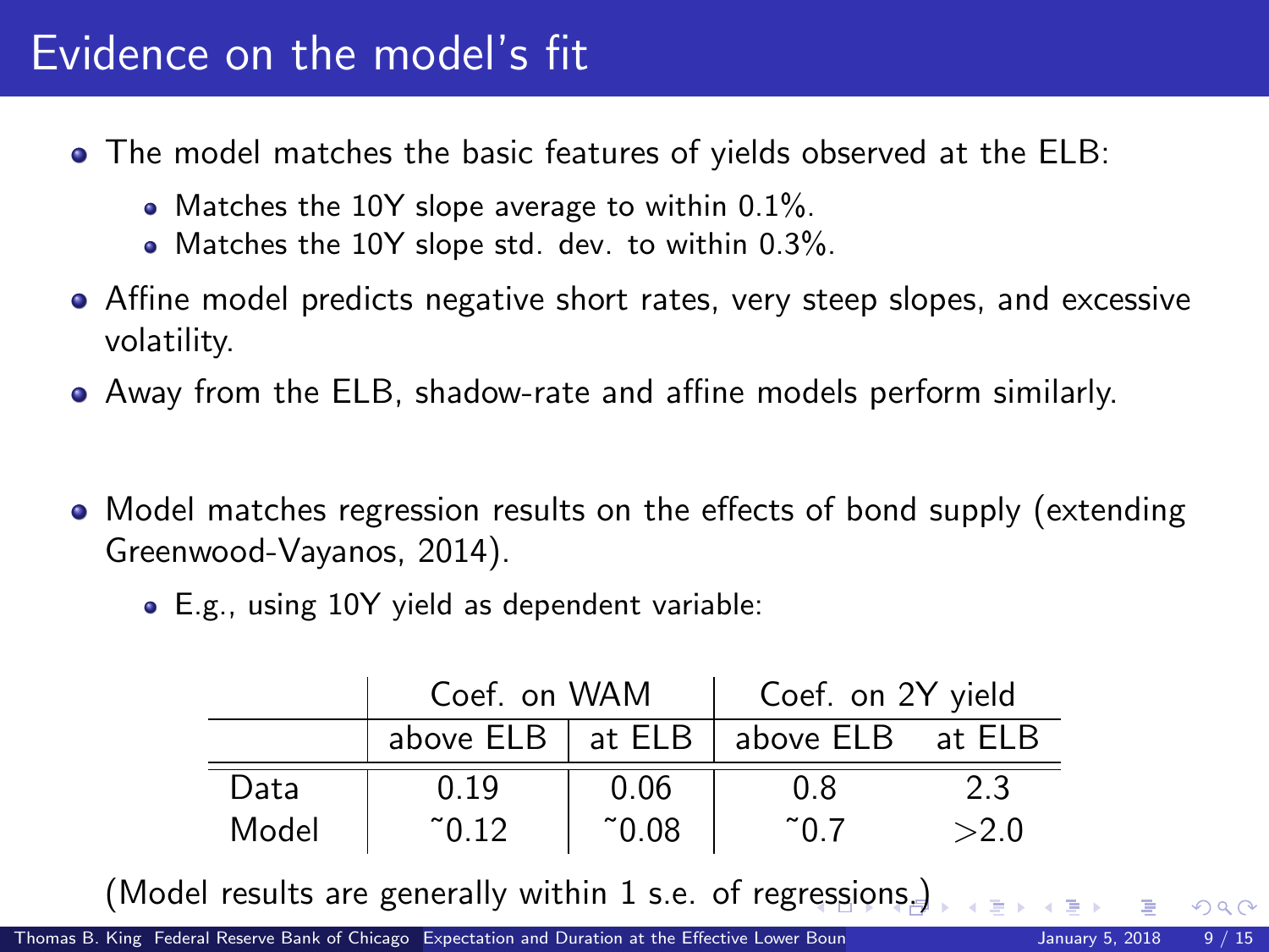# Evidence on the model's fit

- The model matches the basic features of yields observed at the ELB:
  - Matches the 10Y slope average to within 0.1%.
  - Matches the 10Y slope std. dev. to within 0.3%.
- Affine model predicts negative short rates, very steep slopes, and excessive volatility.
- Away from the ELB, shadow-rate and affine models perform similarly.

- Model matches regression results on the effects of bond supply (extending Greenwood-Vayanos, 2014).
  - E.g., using 10Y yield as dependent variable:

| | Coef. on WAM | | Coef. on 2Y yield | |
|---|---|---|---|---|
| | above ELB | at ELB | above ELB | at ELB |
| Data | 0.19 | 0.06 | 0.8 | 2.3 |
| Model | ˜0.12 | ˜0.08 | ˜0.7 | >2.0 |

(Model results are generally within 1 s.e. of regressions.)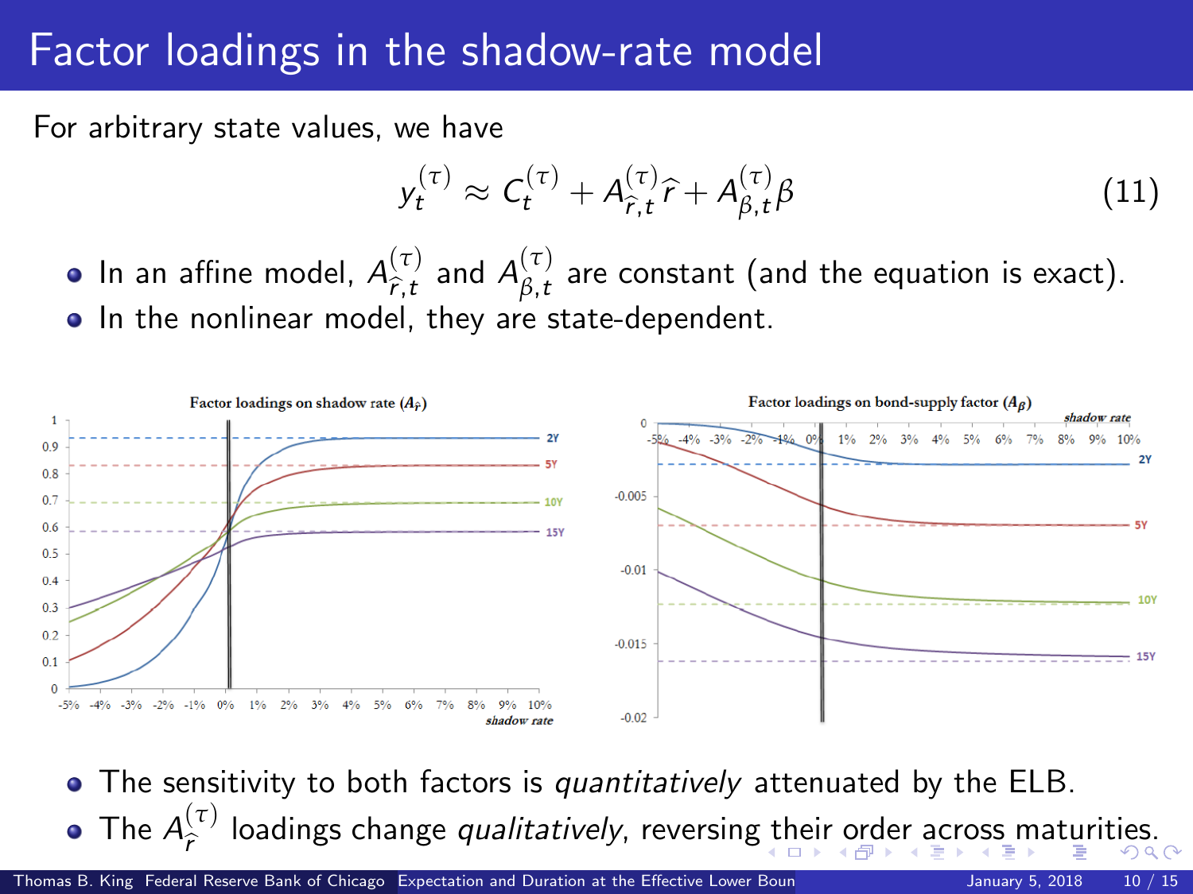# Factor loadings in the shadow-rate model

For arbitrary state values, we have

$$y_t^{(\tau)} \approx C_t^{(\tau)} + A_{\hat{r},t}^{(\tau)} \hat{r} + A_{\beta,t}^{(\tau)} \beta \tag{11}$$

- In an affine model, $A_{\hat{r},t}^{(\tau)}$ and $A_{\beta,t}^{(\tau)}$ are constant (and the equation is exact).
- In the nonlinear model, they are state-dependent.

- The sensitivity to both factors is *quantitatively* attenuated by the ELB.
- The $A_{\hat{r}}^{(\tau)}$ loadings change *qualitatively*, reversing their order across maturities.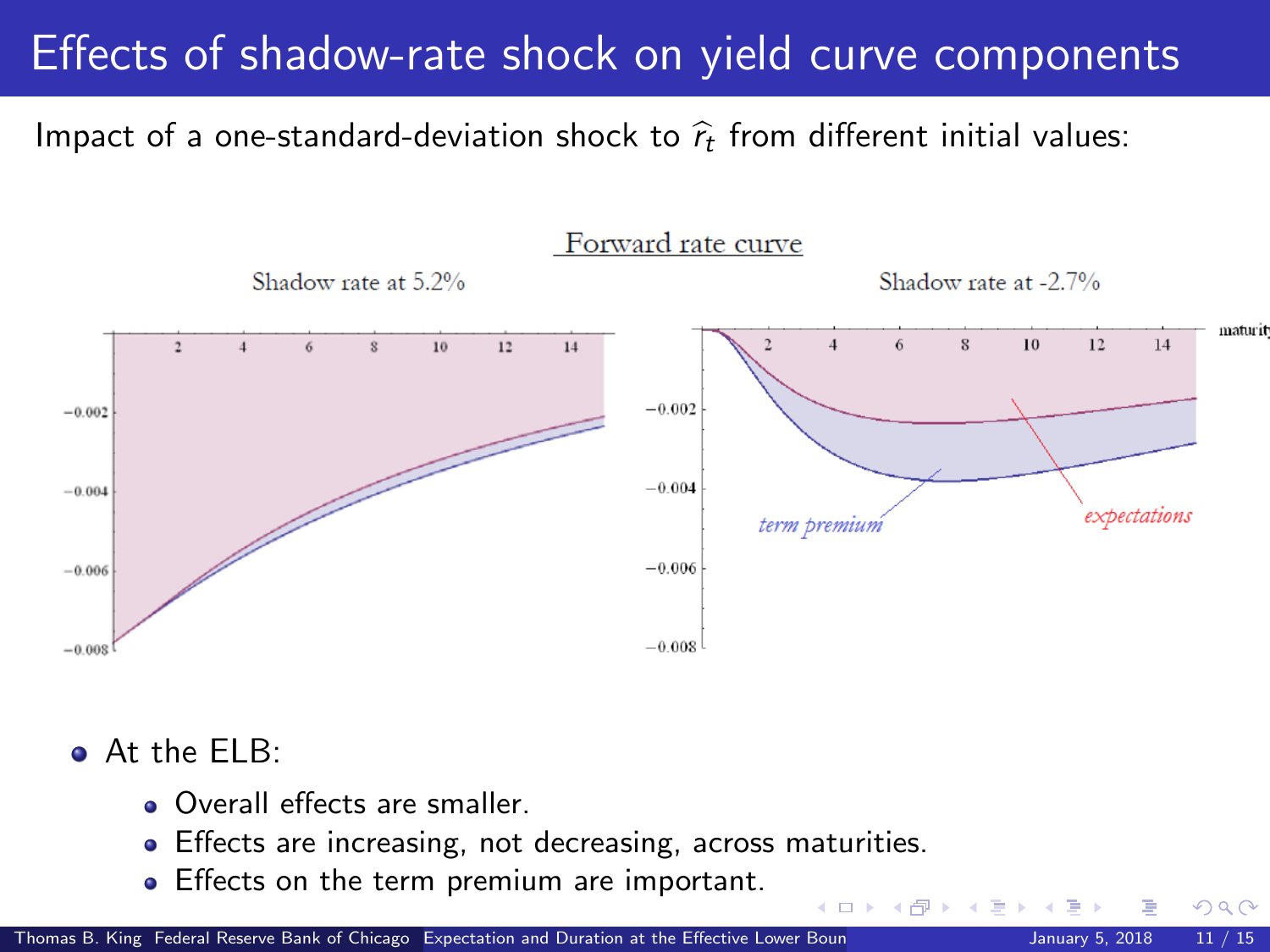# Effects of shadow-rate shock on yield curve components

Impact of a one-standard-deviation shock to $\widehat{r}_t$ from different initial values:

Forward rate curve

Shadow rate at 5.2%

Shadow rate at -2.7%

- At the ELB:
  - Overall effects are smaller.
  - Effects are increasing, not decreasing, across maturities.
  - Effects on the term premium are important.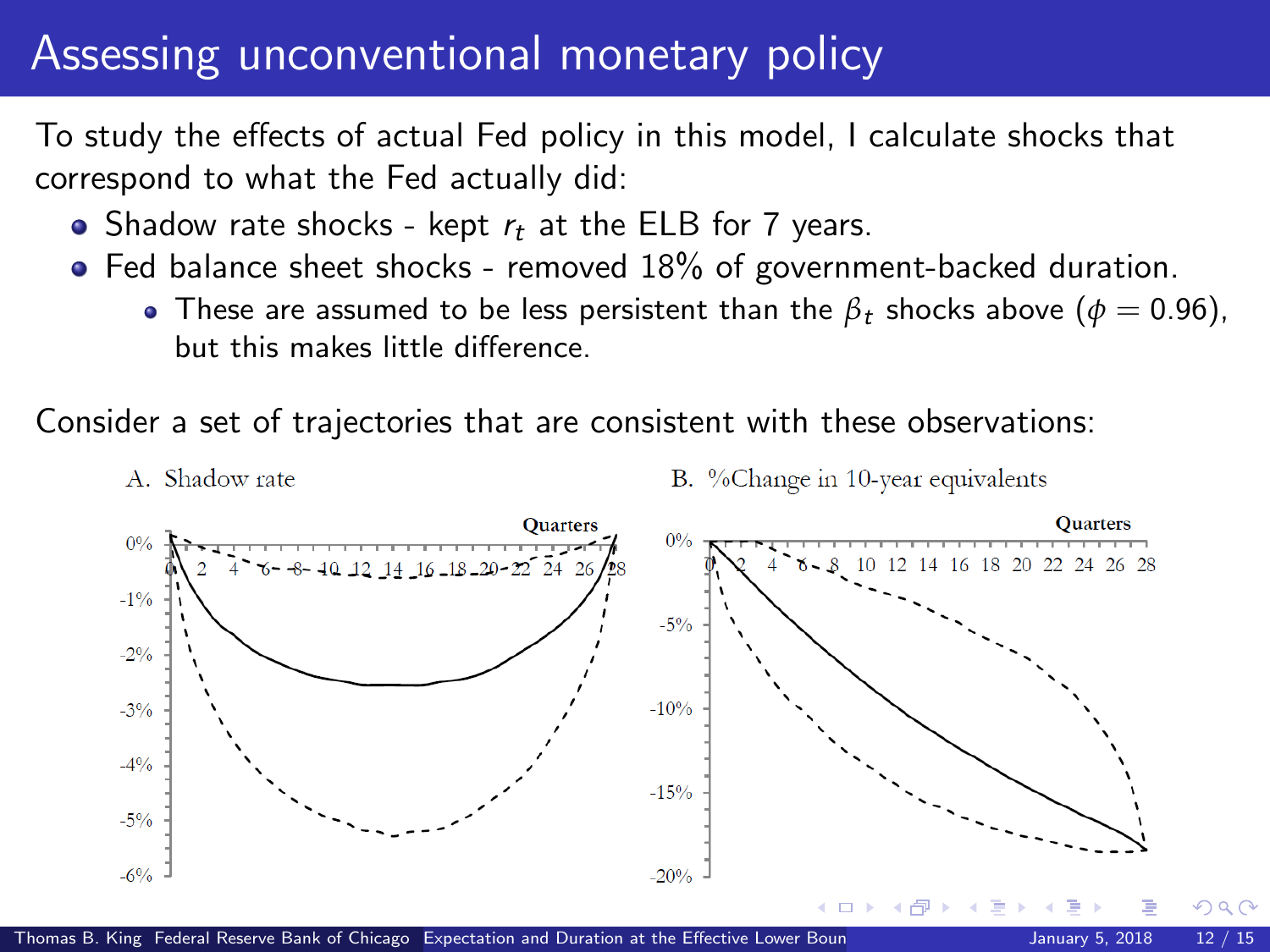# Assessing unconventional monetary policy

To study the effects of actual Fed policy in this model, I calculate shocks that correspond to what the Fed actually did:

- Shadow rate shocks - kept $r_t$ at the ELB for 7 years.
- Fed balance sheet shocks - removed 18% of government-backed duration.
  - These are assumed to be less persistent than the $\beta_t$ shocks above ($\phi = 0.96$), but this makes little difference.

Consider a set of trajectories that are consistent with these observations:

A. Shadow rate

B. %Change in 10-year equivalents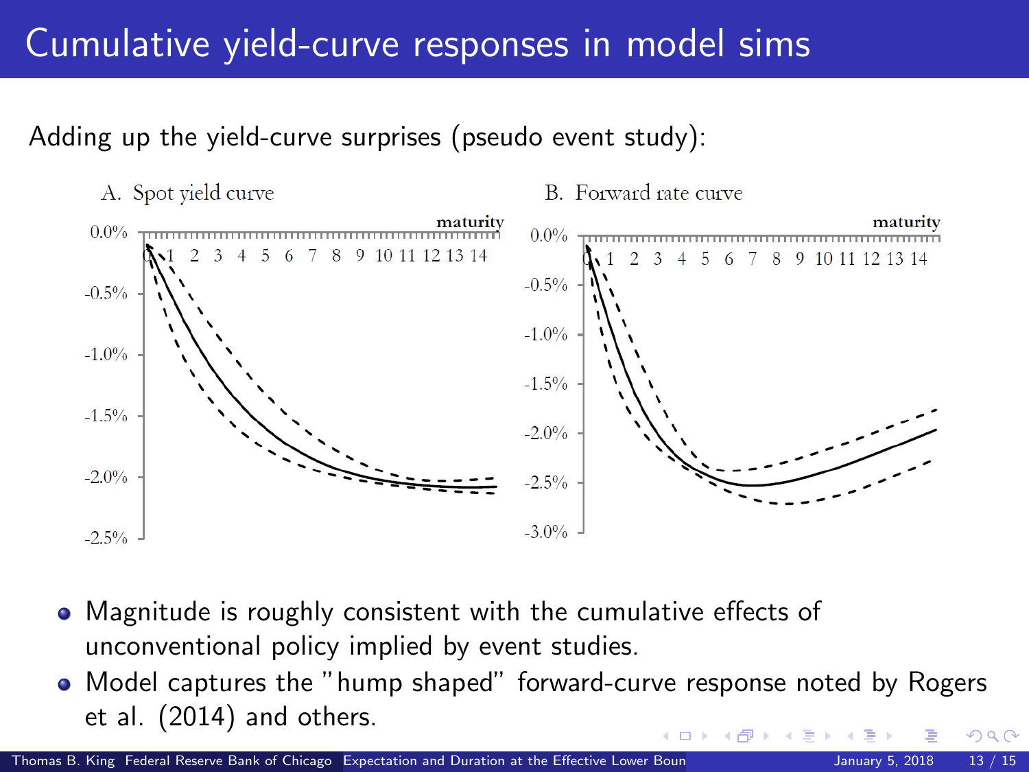# Cumulative yield-curve responses in model sims

Adding up the yield-curve surprises (pseudo event study):

A. Spot yield curve

B. Forward rate curve

- Magnitude is roughly consistent with the cumulative effects of unconventional policy implied by event studies.
- Model captures the "hump shaped" forward-curve response noted by Rogers et al. (2014) and others.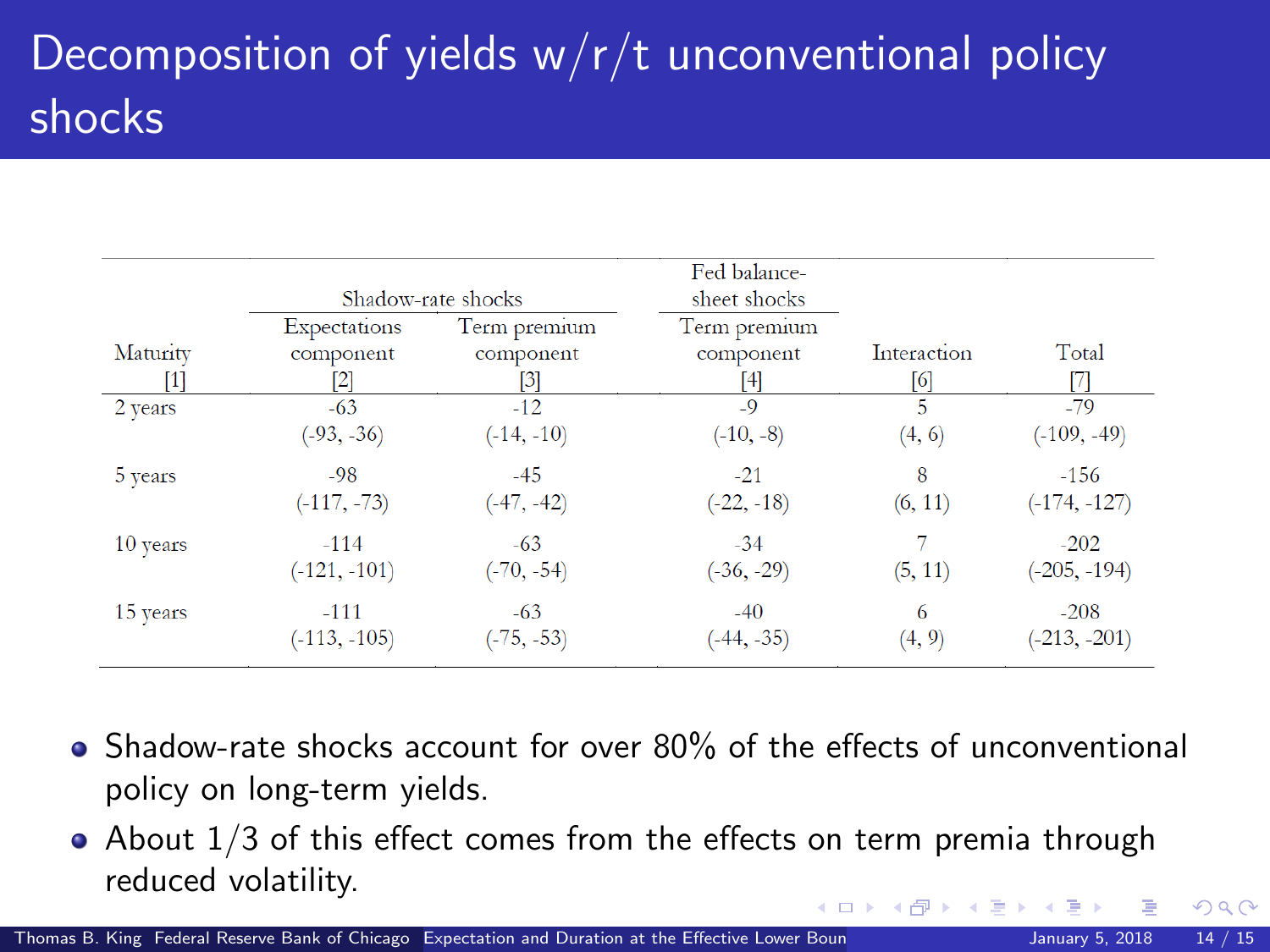# Decomposition of yields w/r/t unconventional policy shocks

| | Shadow-rate shocks | | Fed balance-sheet shocks | | |
|---|---|---|---|---|---|
| Maturity [1] | Expectations component [2] | Term premium component [3] | Term premium component [4] | Interaction [6] | Total [7] |
| 2 years | -63 | -12 | -9 | 5 | -79 |
| | (-93, -36) | (-14, -10) | (-10, -8) | (4, 6) | (-109, -49) |
| 5 years | -98 | -45 | -21 | 8 | -156 |
| | (-117, -73) | (-47, -42) | (-22, -18) | (6, 11) | (-174, -127) |
| 10 years | -114 | -63 | -34 | 7 | -202 |
| | (-121, -101) | (-70, -54) | (-36, -29) | (5, 11) | (-205, -194) |
| 15 years | -111 | -63 | -40 | 6 | -208 |
| | (-113, -105) | (-75, -53) | (-44, -35) | (4, 9) | (-213, -201) |

- Shadow-rate shocks account for over 80% of the effects of unconventional policy on long-term yields.
- About 1/3 of this effect comes from the effects on term premia through reduced volatility.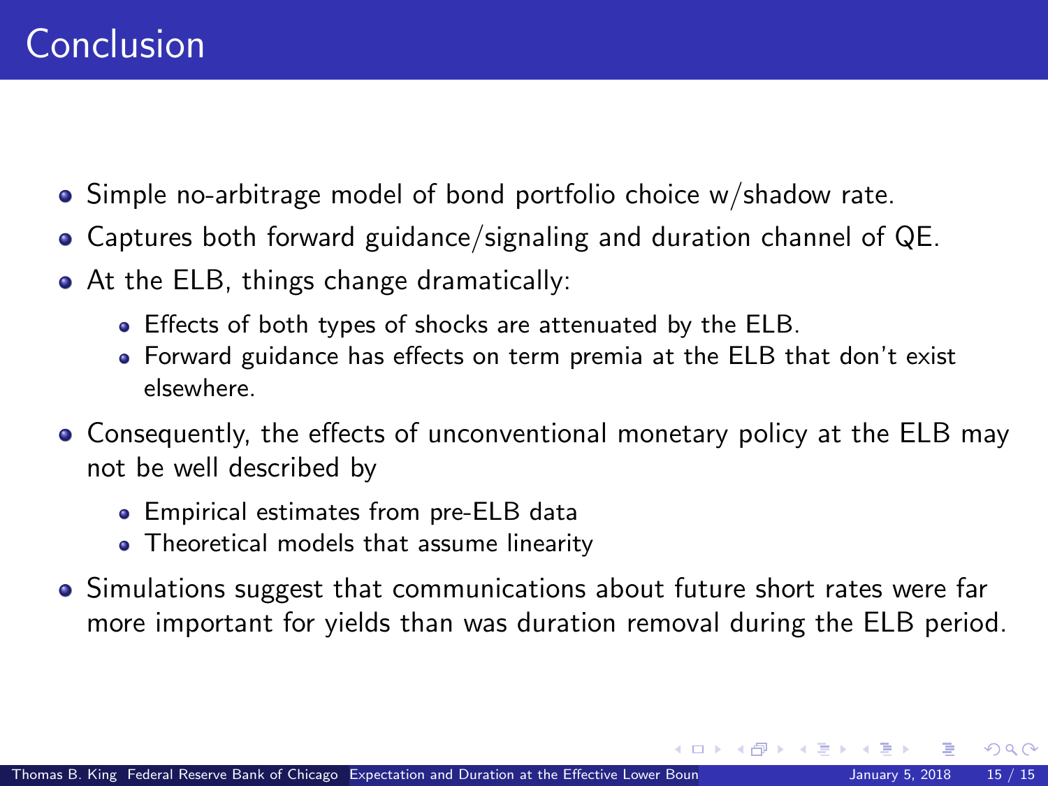# Conclusion

- Simple no-arbitrage model of bond portfolio choice w/shadow rate.
- Captures both forward guidance/signaling and duration channel of QE.
- At the ELB, things change dramatically:
  - Effects of both types of shocks are attenuated by the ELB.
  - Forward guidance has effects on term premia at the ELB that don't exist elsewhere.
- Consequently, the effects of unconventional monetary policy at the ELB may not be well described by
  - Empirical estimates from pre-ELB data
  - Theoretical models that assume linearity
- Simulations suggest that communications about future short rates were far more important for yields than was duration removal during the ELB period.